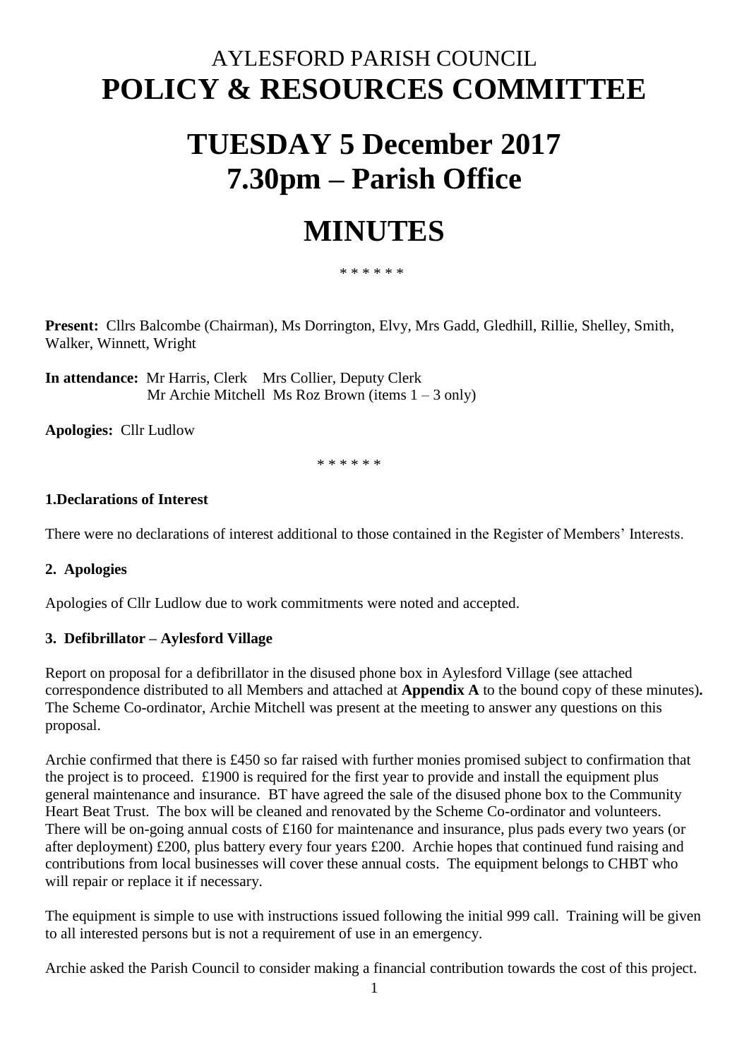# AYLESFORD PARISH COUNCIL
# POLICY & RESOURCES COMMITTEE

# TUESDAY 5 December 2017
# 7.30pm – Parish Office

# MINUTES

\* \* \* \* \* \*

**Present:** Cllrs Balcombe (Chairman), Ms Dorrington, Elvy, Mrs Gadd, Gledhill, Rillie, Shelley, Smith, Walker, Winnett, Wright

**In attendance:** Mr Harris, Clerk   Mrs Collier, Deputy Clerk
Mr Archie Mitchell  Ms Roz Brown (items 1 – 3 only)

**Apologies:** Cllr Ludlow

\* \* \* \* \* \*

### 1.Declarations of Interest

There were no declarations of interest additional to those contained in the Register of Members' Interests.

### 2. Apologies

Apologies of Cllr Ludlow due to work commitments were noted and accepted.

### 3. Defibrillator – Aylesford Village

Report on proposal for a defibrillator in the disused phone box in Aylesford Village (see attached correspondence distributed to all Members and attached at **Appendix A** to the bound copy of these minutes)**.** The Scheme Co-ordinator, Archie Mitchell was present at the meeting to answer any questions on this proposal.

Archie confirmed that there is £450 so far raised with further monies promised subject to confirmation that the project is to proceed. £1900 is required for the first year to provide and install the equipment plus general maintenance and insurance. BT have agreed the sale of the disused phone box to the Community Heart Beat Trust. The box will be cleaned and renovated by the Scheme Co-ordinator and volunteers. There will be on-going annual costs of £160 for maintenance and insurance, plus pads every two years (or after deployment) £200, plus battery every four years £200. Archie hopes that continued fund raising and contributions from local businesses will cover these annual costs. The equipment belongs to CHBT who will repair or replace it if necessary.

The equipment is simple to use with instructions issued following the initial 999 call. Training will be given to all interested persons but is not a requirement of use in an emergency.

Archie asked the Parish Council to consider making a financial contribution towards the cost of this project.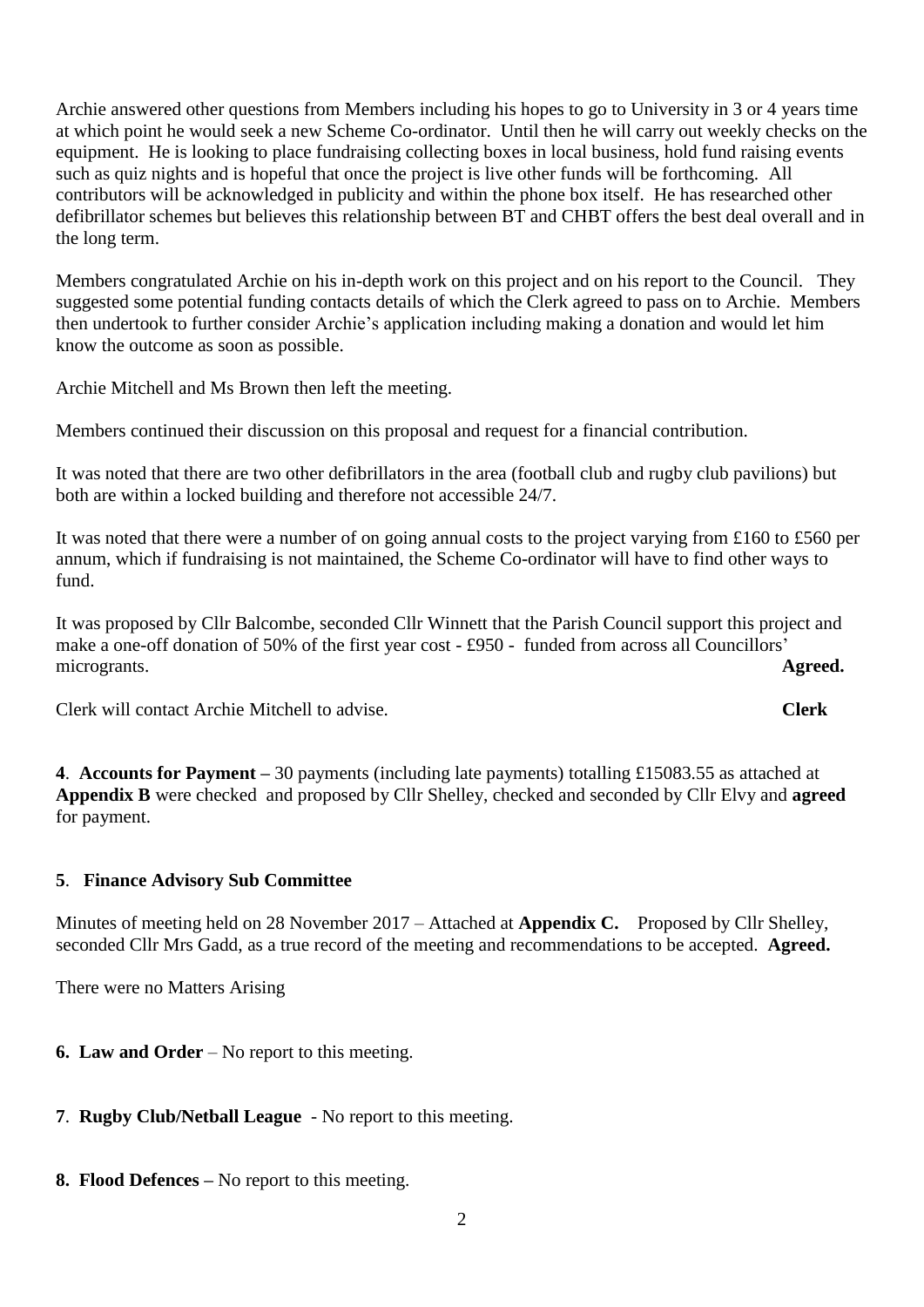Archie answered other questions from Members including his hopes to go to University in 3 or 4 years time at which point he would seek a new Scheme Co-ordinator. Until then he will carry out weekly checks on the equipment. He is looking to place fundraising collecting boxes in local business, hold fund raising events such as quiz nights and is hopeful that once the project is live other funds will be forthcoming. All contributors will be acknowledged in publicity and within the phone box itself. He has researched other defibrillator schemes but believes this relationship between BT and CHBT offers the best deal overall and in the long term.

Members congratulated Archie on his in-depth work on this project and on his report to the Council. They suggested some potential funding contacts details of which the Clerk agreed to pass on to Archie. Members then undertook to further consider Archie's application including making a donation and would let him know the outcome as soon as possible.

Archie Mitchell and Ms Brown then left the meeting.

Members continued their discussion on this proposal and request for a financial contribution.

It was noted that there are two other defibrillators in the area (football club and rugby club pavilions) but both are within a locked building and therefore not accessible 24/7.

It was noted that there were a number of on going annual costs to the project varying from £160 to £560 per annum, which if fundraising is not maintained, the Scheme Co-ordinator will have to find other ways to fund.

It was proposed by Cllr Balcombe, seconded Cllr Winnett that the Parish Council support this project and make a one-off donation of 50% of the first year cost - £950 - funded from across all Councillors' microgrants. **Agreed.**

Clerk will contact Archie Mitchell to advise. **Clerk**

**4**. **Accounts for Payment –** 30 payments (including late payments) totalling £15083.55 as attached at **Appendix B** were checked and proposed by Cllr Shelley, checked and seconded by Cllr Elvy and **agreed** for payment.

**5**. **Finance Advisory Sub Committee**

Minutes of meeting held on 28 November 2017 – Attached at **Appendix C.** Proposed by Cllr Shelley, seconded Cllr Mrs Gadd, as a true record of the meeting and recommendations to be accepted. **Agreed.**

There were no Matters Arising

**6. Law and Order** – No report to this meeting.

**7**. **Rugby Club/Netball League** - No report to this meeting.

**8. Flood Defences –** No report to this meeting.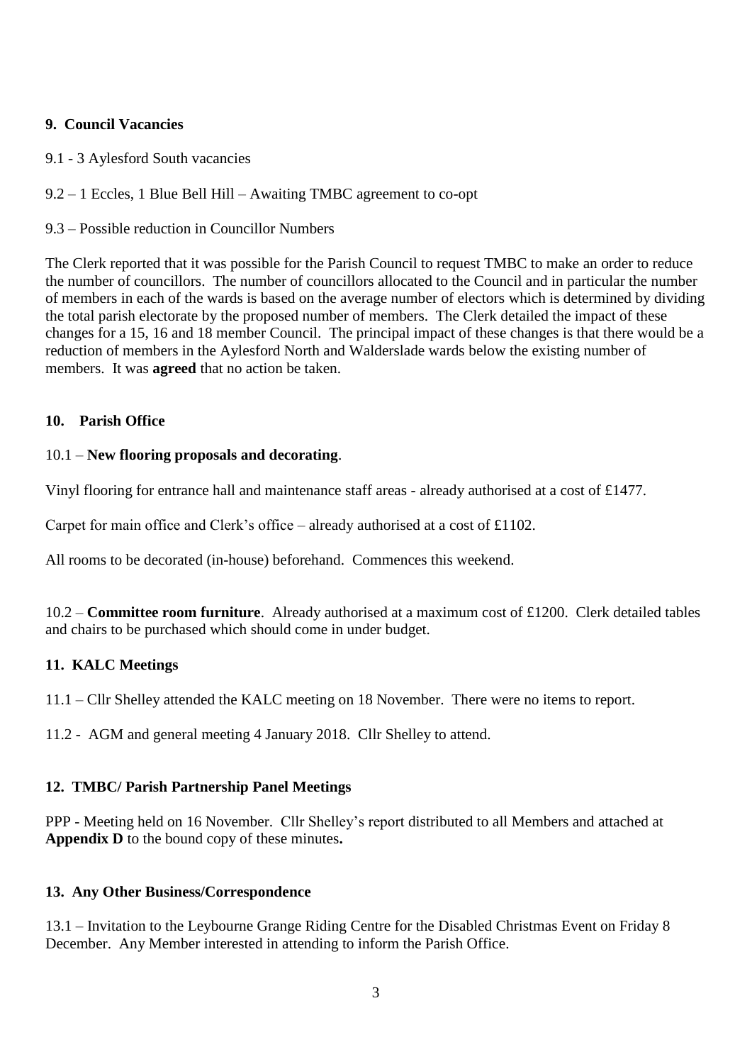### 9. Council Vacancies

9.1 - 3 Aylesford South vacancies

9.2 – 1 Eccles, 1 Blue Bell Hill – Awaiting TMBC agreement to co-opt

9.3 – Possible reduction in Councillor Numbers

The Clerk reported that it was possible for the Parish Council to request TMBC to make an order to reduce the number of councillors. The number of councillors allocated to the Council and in particular the number of members in each of the wards is based on the average number of electors which is determined by dividing the total parish electorate by the proposed number of members. The Clerk detailed the impact of these changes for a 15, 16 and 18 member Council. The principal impact of these changes is that there would be a reduction of members in the Aylesford North and Walderslade wards below the existing number of members. It was **agreed** that no action be taken.

### 10. Parish Office

10.1 – **New flooring proposals and decorating**.

Vinyl flooring for entrance hall and maintenance staff areas - already authorised at a cost of £1477.

Carpet for main office and Clerk's office – already authorised at a cost of £1102.

All rooms to be decorated (in-house) beforehand. Commences this weekend.

10.2 – **Committee room furniture**. Already authorised at a maximum cost of £1200. Clerk detailed tables and chairs to be purchased which should come in under budget.

### 11. KALC Meetings

11.1 – Cllr Shelley attended the KALC meeting on 18 November. There were no items to report.

11.2 - AGM and general meeting 4 January 2018. Cllr Shelley to attend.

### 12. TMBC/ Parish Partnership Panel Meetings

PPP - Meeting held on 16 November. Cllr Shelley's report distributed to all Members and attached at **Appendix D** to the bound copy of these minutes**.**

### 13. Any Other Business/Correspondence

13.1 – Invitation to the Leybourne Grange Riding Centre for the Disabled Christmas Event on Friday 8 December. Any Member interested in attending to inform the Parish Office.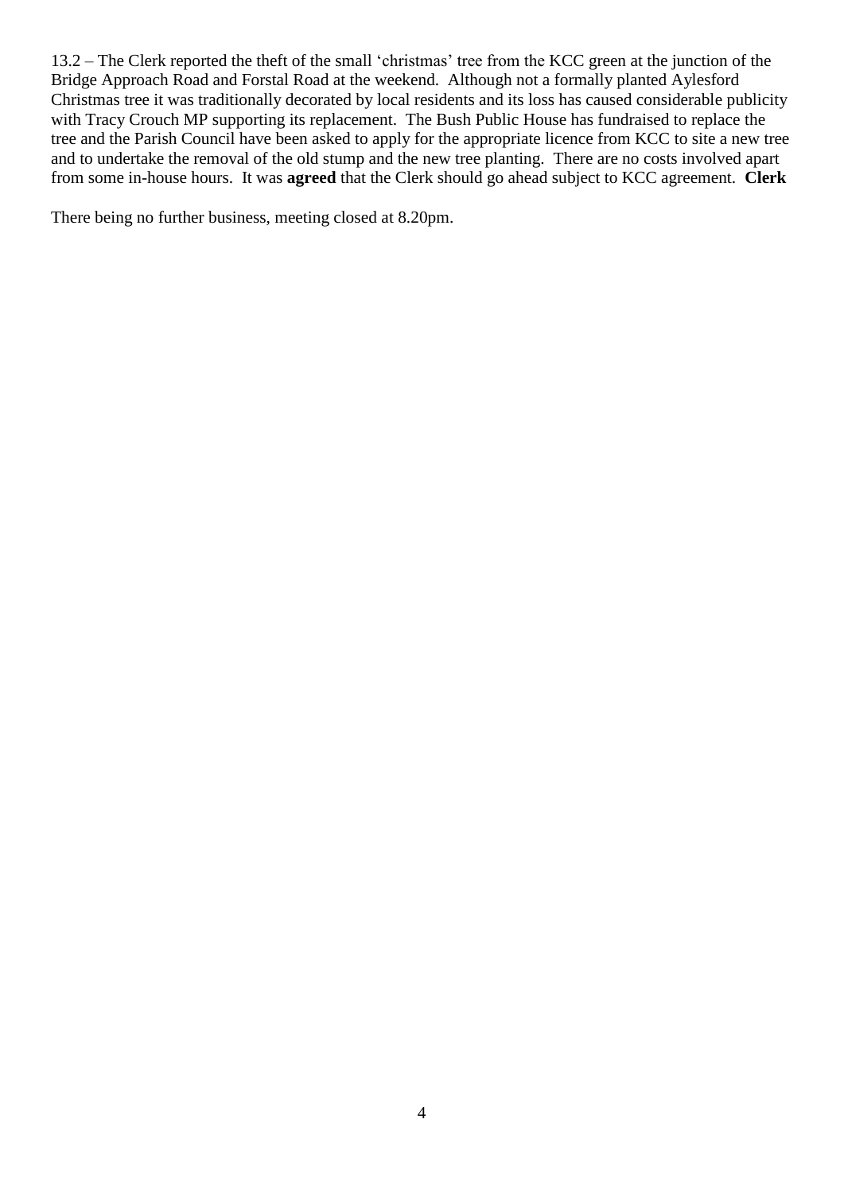13.2 – The Clerk reported the theft of the small 'christmas' tree from the KCC green at the junction of the Bridge Approach Road and Forstal Road at the weekend. Although not a formally planted Aylesford Christmas tree it was traditionally decorated by local residents and its loss has caused considerable publicity with Tracy Crouch MP supporting its replacement. The Bush Public House has fundraised to replace the tree and the Parish Council have been asked to apply for the appropriate licence from KCC to site a new tree and to undertake the removal of the old stump and the new tree planting. There are no costs involved apart from some in-house hours. It was **agreed** that the Clerk should go ahead subject to KCC agreement. **Clerk**

There being no further business, meeting closed at 8.20pm.